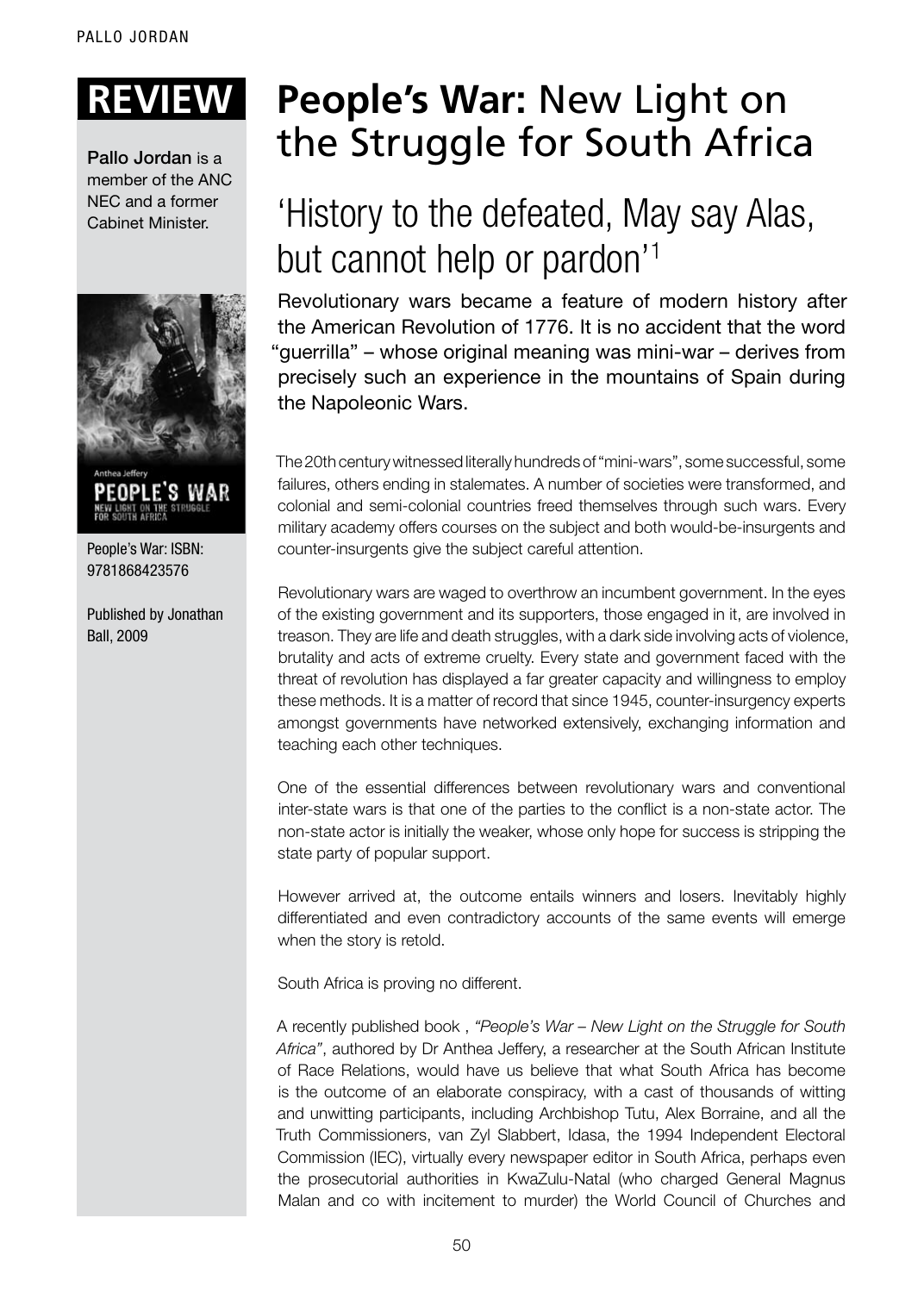REVIEW

# People's War: New Light on the Struggle for South Africa

Pallo Jordan is a member of the ANC NEC and a former Cabinet Minister.

People's War: ISBN: 9781868423576

Published by Jonathan Ball, 2009

## 'History to the defeated, May say Alas, but cannot help or pardon'[1]

Revolutionary wars became a feature of modern history after the American Revolution of 1776. It is no accident that the word "guerrilla" – whose original meaning was mini-war – derives from precisely such an experience in the mountains of Spain during the Napoleonic Wars.

The 20th century witnessed literally hundreds of "mini-wars", some successful, some failures, others ending in stalemates. A number of societies were transformed, and colonial and semi-colonial countries freed themselves through such wars. Every military academy offers courses on the subject and both would-be-insurgents and counter-insurgents give the subject careful attention.

Revolutionary wars are waged to overthrow an incumbent government. In the eyes of the existing government and its supporters, those engaged in it, are involved in treason. They are life and death struggles, with a dark side involving acts of violence, brutality and acts of extreme cruelty. Every state and government faced with the threat of revolution has displayed a far greater capacity and willingness to employ these methods. It is a matter of record that since 1945, counter-insurgency experts amongst governments have networked extensively, exchanging information and teaching each other techniques.

One of the essential differences between revolutionary wars and conventional inter-state wars is that one of the parties to the conflict is a non-state actor. The non-state actor is initially the weaker, whose only hope for success is stripping the state party of popular support.

However arrived at, the outcome entails winners and losers. Inevitably highly differentiated and even contradictory accounts of the same events will emerge when the story is retold.

South Africa is proving no different.

A recently published book , *"People's War – New Light on the Struggle for South Africa"*, authored by Dr Anthea Jeffery, a researcher at the South African Institute of Race Relations, would have us believe that what South Africa has become is the outcome of an elaborate conspiracy, with a cast of thousands of witting and unwitting participants, including Archbishop Tutu, Alex Borraine, and all the Truth Commissioners, van Zyl Slabbert, Idasa, the 1994 Independent Electoral Commission (IEC), virtually every newspaper editor in South Africa, perhaps even the prosecutorial authorities in KwaZulu-Natal (who charged General Magnus Malan and co with incitement to murder) the World Council of Churches and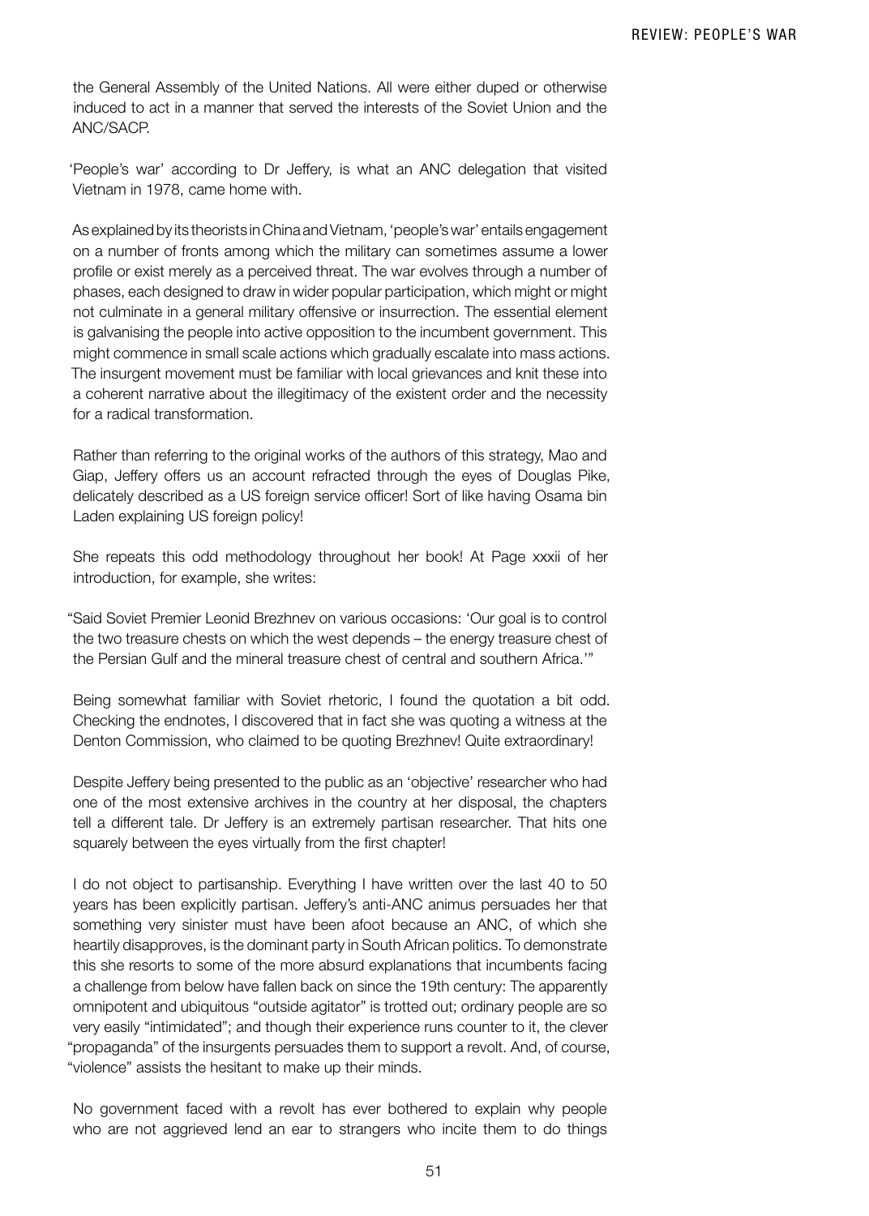the General Assembly of the United Nations. All were either duped or otherwise induced to act in a manner that served the interests of the Soviet Union and the ANC/SACP.

'People's war' according to Dr Jeffery, is what an ANC delegation that visited Vietnam in 1978, came home with.

As explained by its theorists in China and Vietnam, 'people's war' entails engagement on a number of fronts among which the military can sometimes assume a lower profile or exist merely as a perceived threat. The war evolves through a number of phases, each designed to draw in wider popular participation, which might or might not culminate in a general military offensive or insurrection. The essential element is galvanising the people into active opposition to the incumbent government. This might commence in small scale actions which gradually escalate into mass actions. The insurgent movement must be familiar with local grievances and knit these into a coherent narrative about the illegitimacy of the existent order and the necessity for a radical transformation.

Rather than referring to the original works of the authors of this strategy, Mao and Giap, Jeffery offers us an account refracted through the eyes of Douglas Pike, delicately described as a US foreign service officer! Sort of like having Osama bin Laden explaining US foreign policy!

She repeats this odd methodology throughout her book! At Page xxxii of her introduction, for example, she writes:

"Said Soviet Premier Leonid Brezhnev on various occasions: 'Our goal is to control the two treasure chests on which the west depends – the energy treasure chest of the Persian Gulf and the mineral treasure chest of central and southern Africa.'"

Being somewhat familiar with Soviet rhetoric, I found the quotation a bit odd. Checking the endnotes, I discovered that in fact she was quoting a witness at the Denton Commission, who claimed to be quoting Brezhnev! Quite extraordinary!

Despite Jeffery being presented to the public as an 'objective' researcher who had one of the most extensive archives in the country at her disposal, the chapters tell a different tale. Dr Jeffery is an extremely partisan researcher. That hits one squarely between the eyes virtually from the first chapter!

I do not object to partisanship. Everything I have written over the last 40 to 50 years has been explicitly partisan. Jeffery's anti-ANC animus persuades her that something very sinister must have been afoot because an ANC, of which she heartily disapproves, is the dominant party in South African politics. To demonstrate this she resorts to some of the more absurd explanations that incumbents facing a challenge from below have fallen back on since the 19th century: The apparently omnipotent and ubiquitous "outside agitator" is trotted out; ordinary people are so very easily "intimidated"; and though their experience runs counter to it, the clever "propaganda" of the insurgents persuades them to support a revolt. And, of course, "violence" assists the hesitant to make up their minds.

No government faced with a revolt has ever bothered to explain why people who are not aggrieved lend an ear to strangers who incite them to do things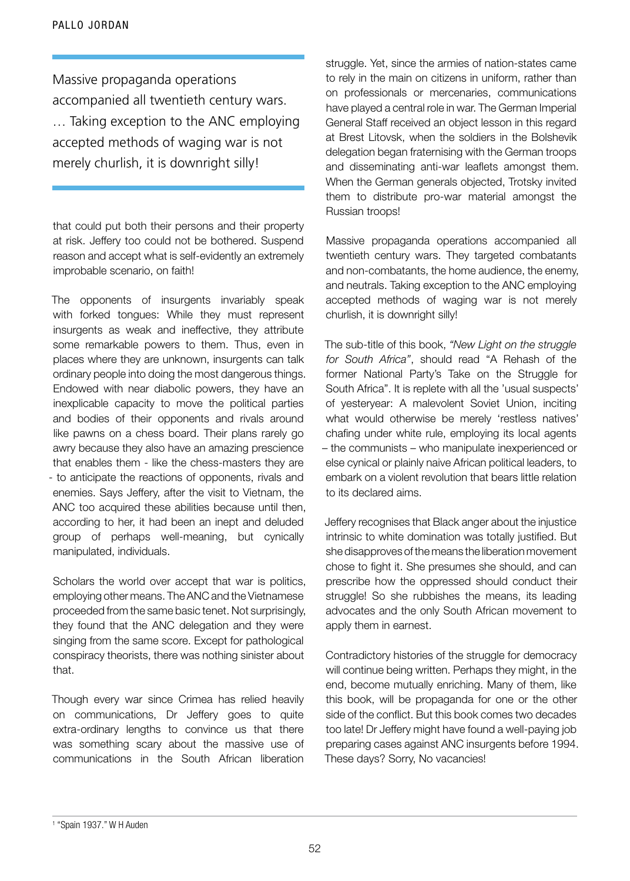> Massive propaganda operations accompanied all twentieth century wars. … Taking exception to the ANC employing accepted methods of waging war is not merely churlish, it is downright silly!

that could put both their persons and their property at risk. Jeffery too could not be bothered. Suspend reason and accept what is self-evidently an extremely improbable scenario, on faith!

The opponents of insurgents invariably speak with forked tongues: While they must represent insurgents as weak and ineffective, they attribute some remarkable powers to them. Thus, even in places where they are unknown, insurgents can talk ordinary people into doing the most dangerous things. Endowed with near diabolic powers, they have an inexplicable capacity to move the political parties and bodies of their opponents and rivals around like pawns on a chess board. Their plans rarely go awry because they also have an amazing prescience that enables them - like the chess-masters they are - to anticipate the reactions of opponents, rivals and enemies. Says Jeffery, after the visit to Vietnam, the ANC too acquired these abilities because until then, according to her, it had been an inept and deluded group of perhaps well-meaning, but cynically manipulated, individuals.

Scholars the world over accept that war is politics, employing other means. The ANC and the Vietnamese proceeded from the same basic tenet. Not surprisingly, they found that the ANC delegation and they were singing from the same score. Except for pathological conspiracy theorists, there was nothing sinister about that.

Though every war since Crimea has relied heavily on communications, Dr Jeffery goes to quite extra-ordinary lengths to convince us that there was something scary about the massive use of communications in the South African liberation struggle. Yet, since the armies of nation-states came to rely in the main on citizens in uniform, rather than on professionals or mercenaries, communications have played a central role in war. The German Imperial General Staff received an object lesson in this regard at Brest Litovsk, when the soldiers in the Bolshevik delegation began fraternising with the German troops and disseminating anti-war leaflets amongst them. When the German generals objected, Trotsky invited them to distribute pro-war material amongst the Russian troops!

Massive propaganda operations accompanied all twentieth century wars. They targeted combatants and non-combatants, the home audience, the enemy, and neutrals. Taking exception to the ANC employing accepted methods of waging war is not merely churlish, it is downright silly!

The sub-title of this book, *"New Light on the struggle for South Africa"*, should read "A Rehash of the former National Party's Take on the Struggle for South Africa". It is replete with all the 'usual suspects' of yesteryear: A malevolent Soviet Union, inciting what would otherwise be merely 'restless natives' chafing under white rule, employing its local agents – the communists – who manipulate inexperienced or else cynical or plainly naive African political leaders, to embark on a violent revolution that bears little relation to its declared aims.

Jeffery recognises that Black anger about the injustice intrinsic to white domination was totally justified. But she disapproves of the means the liberation movement chose to fight it. She presumes she should, and can prescribe how the oppressed should conduct their struggle! So she rubbishes the means, its leading advocates and the only South African movement to apply them in earnest.

Contradictory histories of the struggle for democracy will continue being written. Perhaps they might, in the end, become mutually enriching. Many of them, like this book, will be propaganda for one or the other side of the conflict. But this book comes two decades too late! Dr Jeffery might have found a well-paying job preparing cases against ANC insurgents before 1994. These days? Sorry, No vacancies!

[1] "Spain 1937." W H Auden